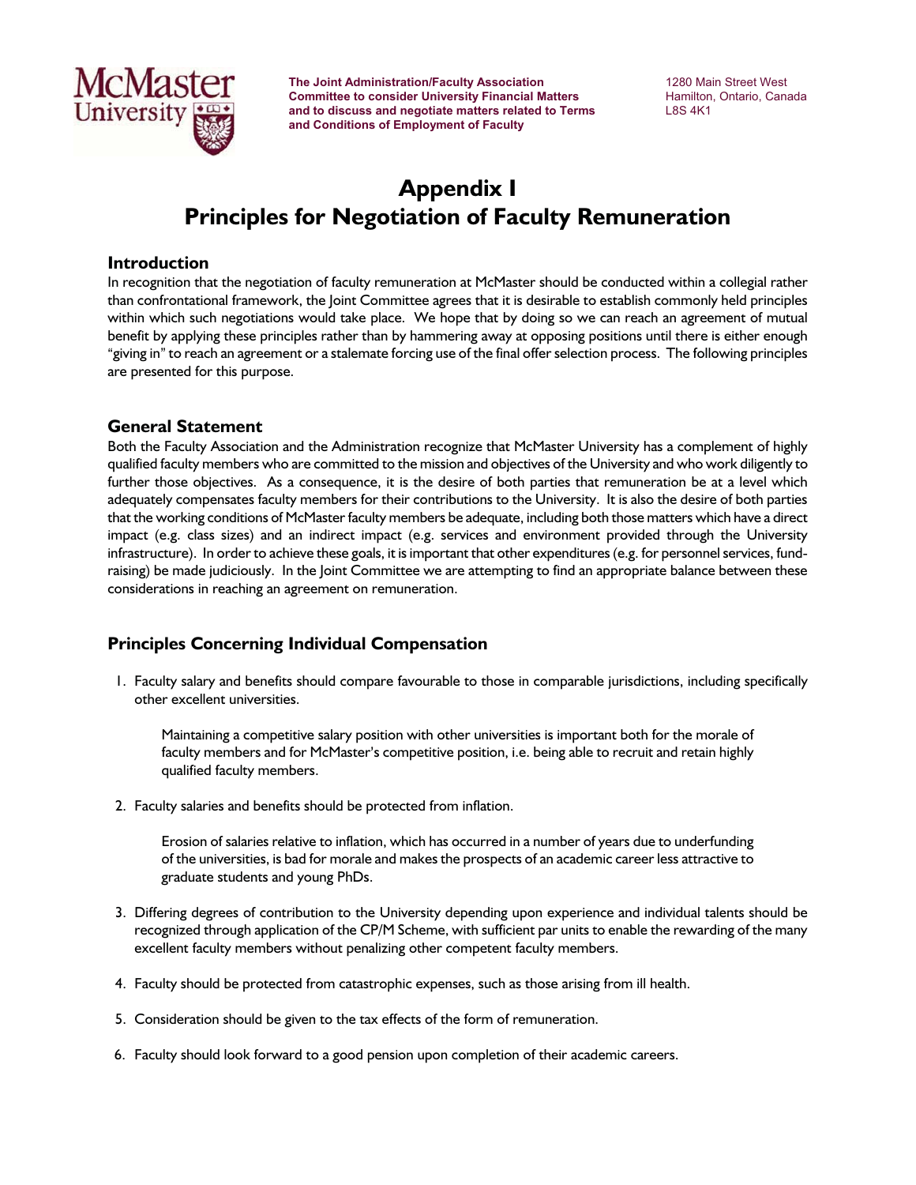The Joint Administration/Faculty Association Committee to consider University Financial Matters and to discuss and negotiate matters related to Terms and Conditions of Employment of Faculty

1280 Main Street West
Hamilton, Ontario, Canada
L8S 4K1

# Appendix I
# Principles for Negotiation of Faculty Remuneration

## Introduction

In recognition that the negotiation of faculty remuneration at McMaster should be conducted within a collegial rather than confrontational framework, the Joint Committee agrees that it is desirable to establish commonly held principles within which such negotiations would take place. We hope that by doing so we can reach an agreement of mutual benefit by applying these principles rather than by hammering away at opposing positions until there is either enough "giving in" to reach an agreement or a stalemate forcing use of the final offer selection process. The following principles are presented for this purpose.

## General Statement

Both the Faculty Association and the Administration recognize that McMaster University has a complement of highly qualified faculty members who are committed to the mission and objectives of the University and who work diligently to further those objectives. As a consequence, it is the desire of both parties that remuneration be at a level which adequately compensates faculty members for their contributions to the University. It is also the desire of both parties that the working conditions of McMaster faculty members be adequate, including both those matters which have a direct impact (e.g. class sizes) and an indirect impact (e.g. services and environment provided through the University infrastructure). In order to achieve these goals, it is important that other expenditures (e.g. for personnel services, fund-raising) be made judiciously. In the Joint Committee we are attempting to find an appropriate balance between these considerations in reaching an agreement on remuneration.

## Principles Concerning Individual Compensation

1. Faculty salary and benefits should compare favourable to those in comparable jurisdictions, including specifically other excellent universities.

   Maintaining a competitive salary position with other universities is important both for the morale of faculty members and for McMaster's competitive position, i.e. being able to recruit and retain highly qualified faculty members.

2. Faculty salaries and benefits should be protected from inflation.

   Erosion of salaries relative to inflation, which has occurred in a number of years due to underfunding of the universities, is bad for morale and makes the prospects of an academic career less attractive to graduate students and young PhDs.

3. Differing degrees of contribution to the University depending upon experience and individual talents should be recognized through application of the CP/M Scheme, with sufficient par units to enable the rewarding of the many excellent faculty members without penalizing other competent faculty members.

4. Faculty should be protected from catastrophic expenses, such as those arising from ill health.

5. Consideration should be given to the tax effects of the form of remuneration.

6. Faculty should look forward to a good pension upon completion of their academic careers.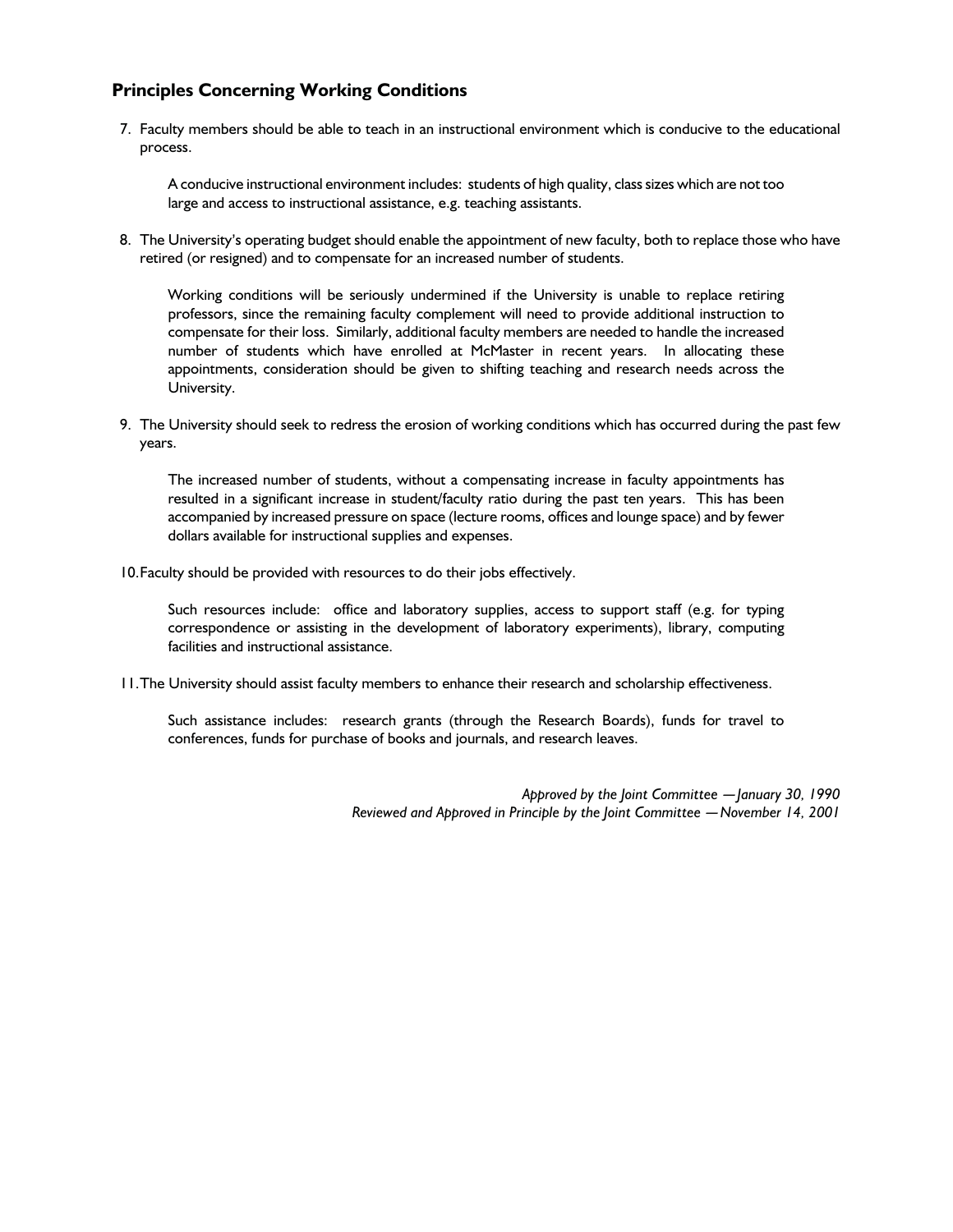## Principles Concerning Working Conditions

7. Faculty members should be able to teach in an instructional environment which is conducive to the educational process.

   A conducive instructional environment includes: students of high quality, class sizes which are not too large and access to instructional assistance, e.g. teaching assistants.

8. The University's operating budget should enable the appointment of new faculty, both to replace those who have retired (or resigned) and to compensate for an increased number of students.

   Working conditions will be seriously undermined if the University is unable to replace retiring professors, since the remaining faculty complement will need to provide additional instruction to compensate for their loss. Similarly, additional faculty members are needed to handle the increased number of students which have enrolled at McMaster in recent years. In allocating these appointments, consideration should be given to shifting teaching and research needs across the University.

9. The University should seek to redress the erosion of working conditions which has occurred during the past few years.

   The increased number of students, without a compensating increase in faculty appointments has resulted in a significant increase in student/faculty ratio during the past ten years. This has been accompanied by increased pressure on space (lecture rooms, offices and lounge space) and by fewer dollars available for instructional supplies and expenses.

10. Faculty should be provided with resources to do their jobs effectively.

    Such resources include: office and laboratory supplies, access to support staff (e.g. for typing correspondence or assisting in the development of laboratory experiments), library, computing facilities and instructional assistance.

11. The University should assist faculty members to enhance their research and scholarship effectiveness.

    Such assistance includes: research grants (through the Research Boards), funds for travel to conferences, funds for purchase of books and journals, and research leaves.

*Approved by the Joint Committee — January 30, 1990*
*Reviewed and Approved in Principle by the Joint Committee — November 14, 2001*